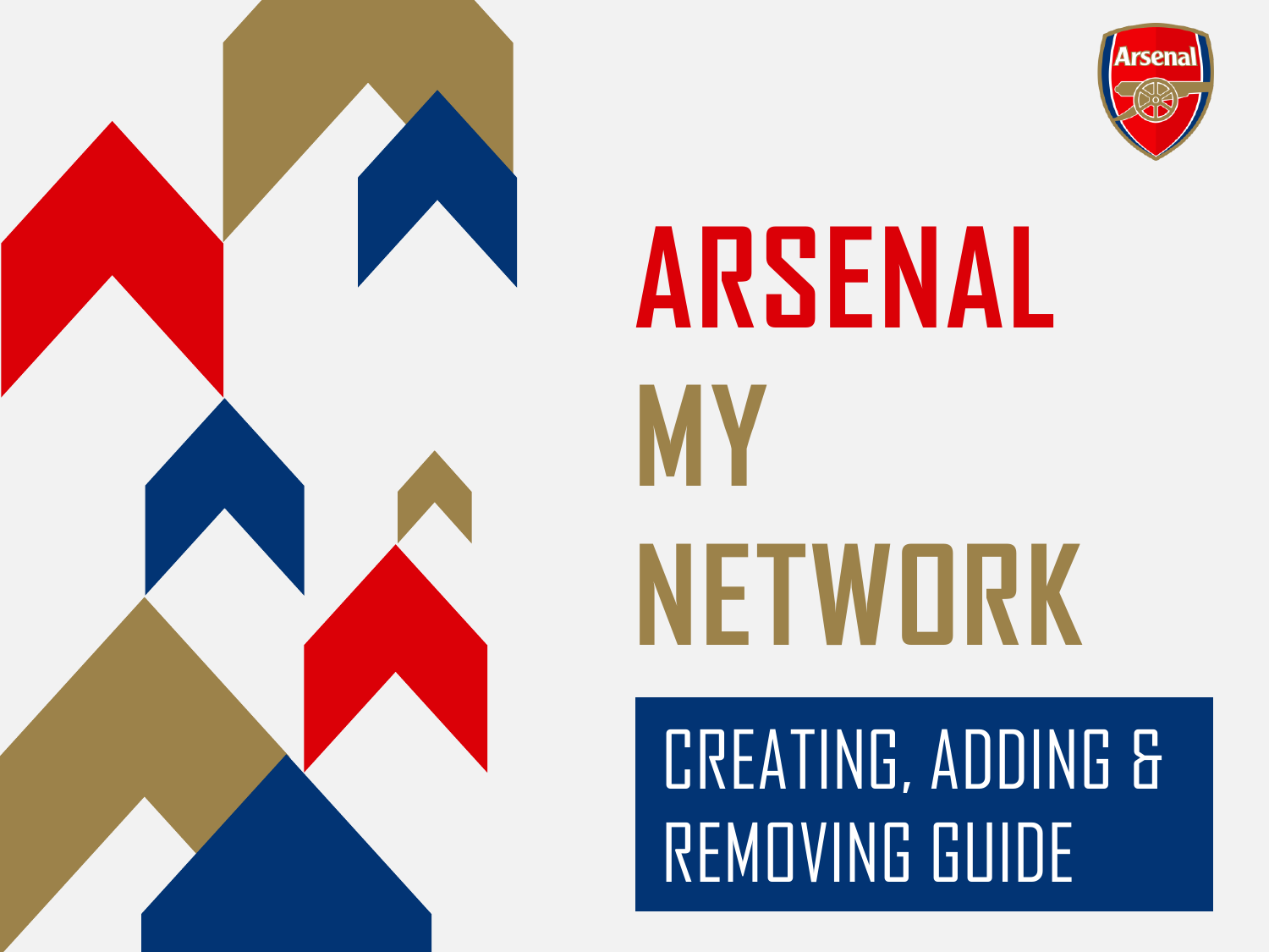# ARSENAL MY NETWORK

## CREATING, ADDING & REMOVING GUIDE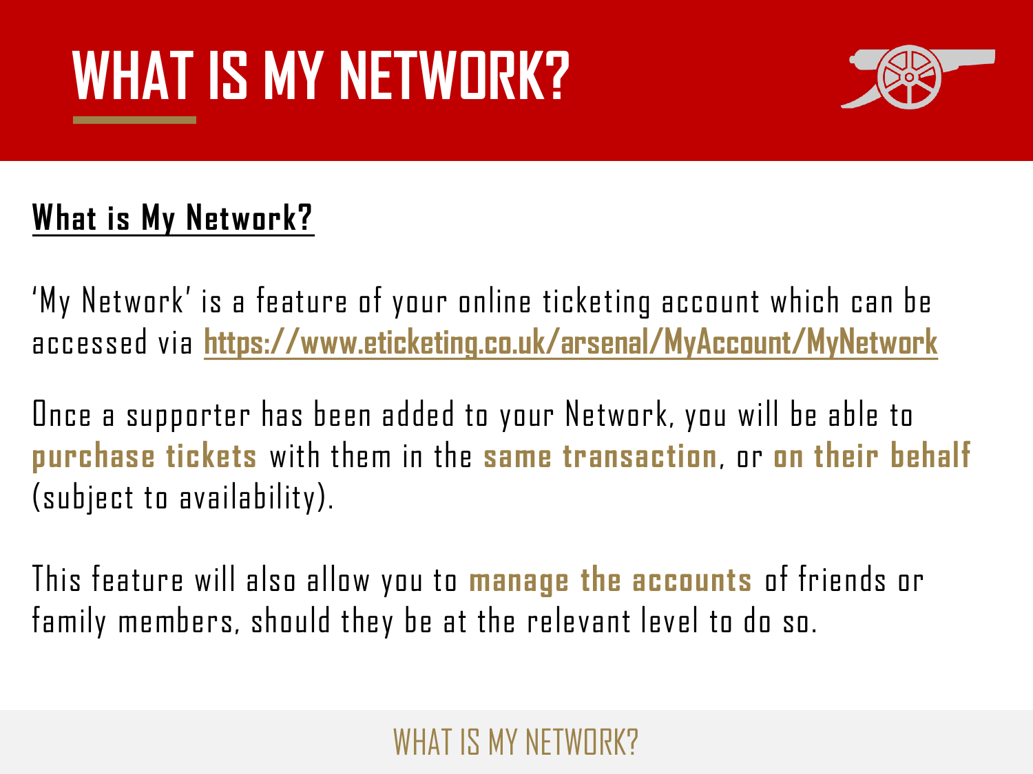# WHAT IS MY NETWORK?

## What is My Network?

'My Network' is a feature of your online ticketing account which can be accessed via **https://www.eticketing.co.uk/arsenal/MyAccount/MyNetwork**

Once a supporter has been added to your Network, you will be able to **purchase tickets** with them in the **same transaction**, or **on their behalf** (subject to availability).

This feature will also allow you to **manage the accounts** of friends or family members, should they be at the relevant level to do so.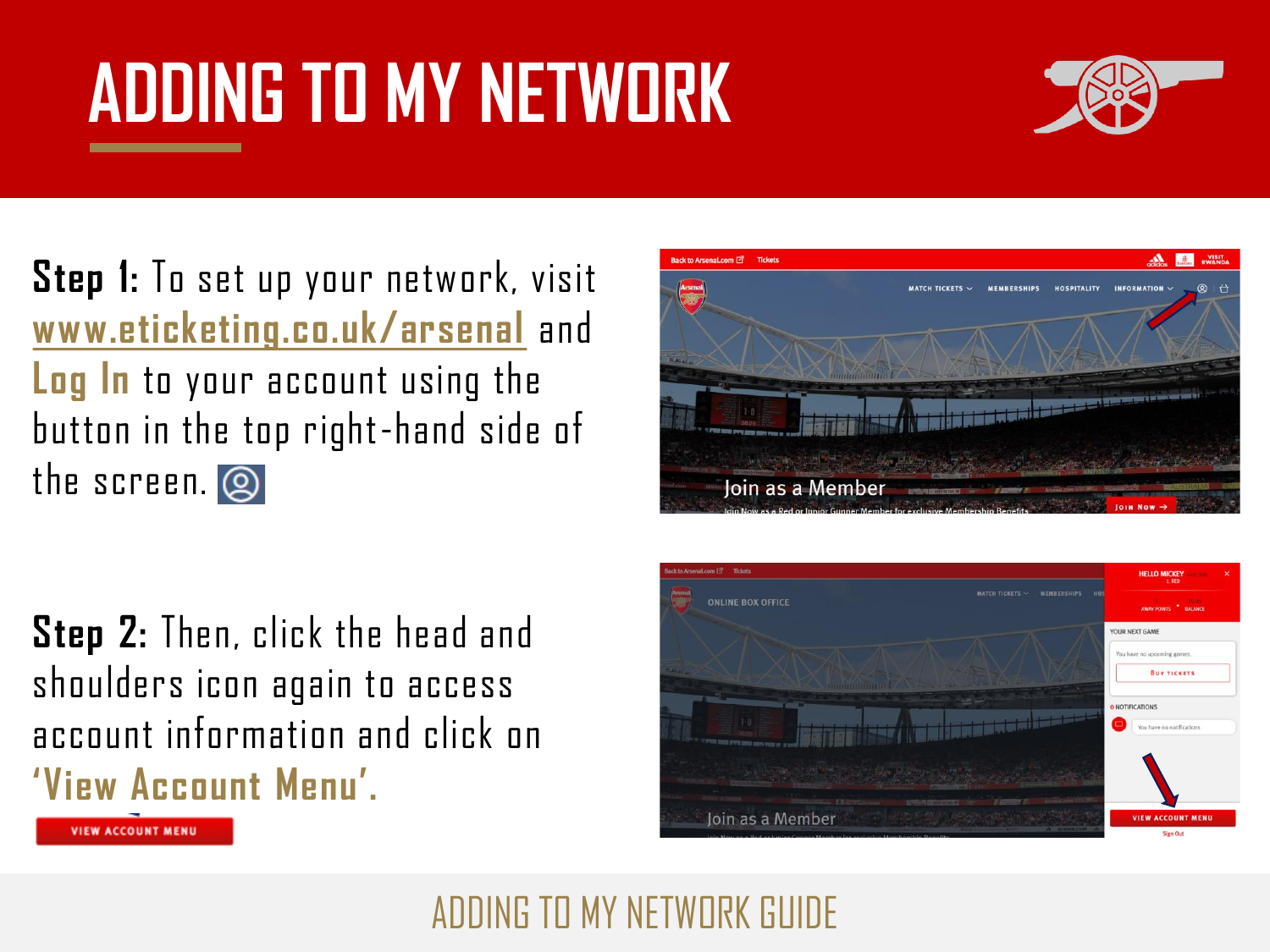# ADDING TO MY NETWORK

**Step 1:** To set up your network, visit www.eticketing.co.uk/arsenal and **Log In** to your account using the button in the top right-hand side of the screen.

**Step 2:** Then, click the head and shoulders icon again to access account information and click on **'View Account Menu'.**

VIEW ACCOUNT MENU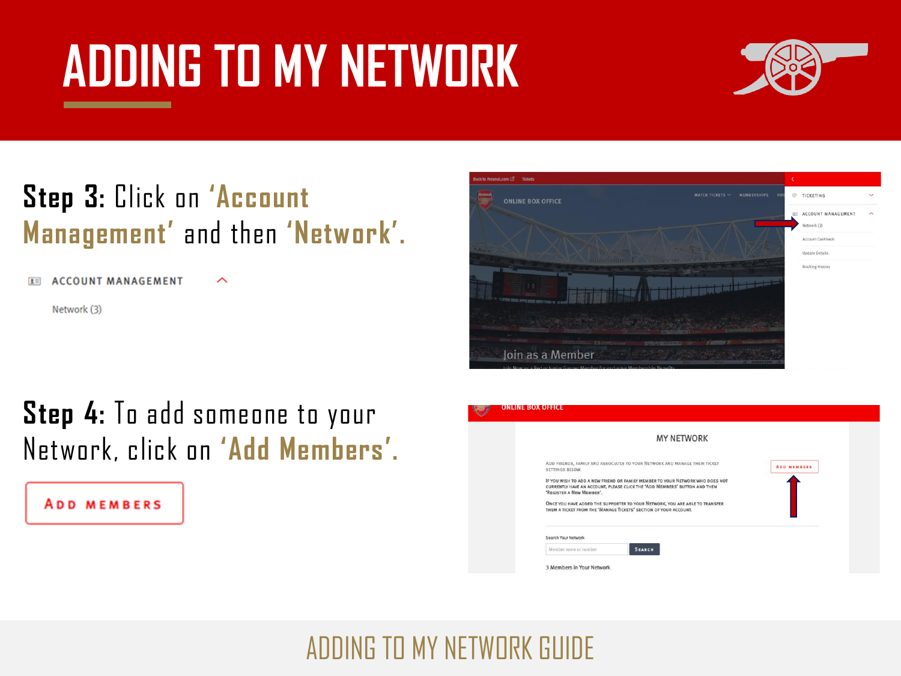# ADDING TO MY NETWORK

**Step 3:** Click on '**Account Management**' and then '**Network**'.

ACCOUNT MANAGEMENT

Network (3)

**Step 4:** To add someone to your Network, click on '**Add Members**'.

ADD MEMBERS

ADDING TO MY NETWORK GUIDE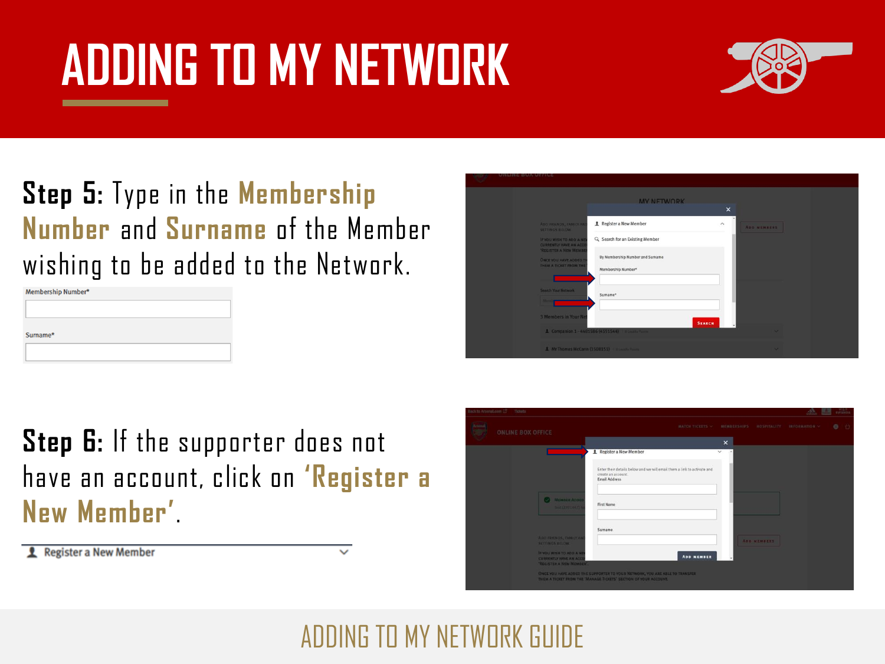# ADDING TO MY NETWORK

**Step 5:** Type in the **Membership Number** and **Surname** of the Member wishing to be added to the Network.

Membership Number*

Surname*

**Step 6:** If the supporter does not have an account, click on **'Register a New Member'**.

Register a New Member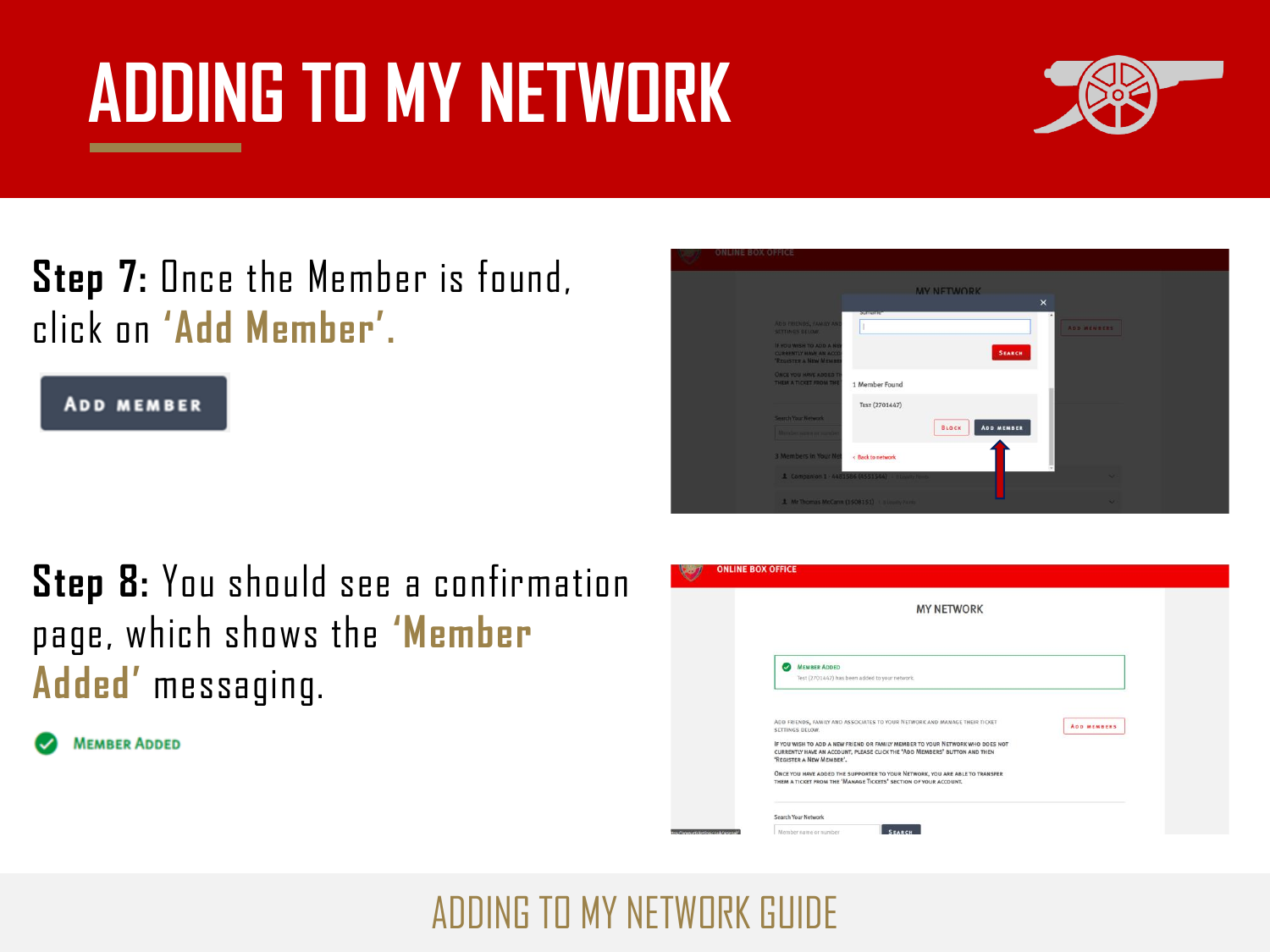# ADDING TO MY NETWORK

**Step 7:** Once the Member is found, click on **'Add Member'**.

ADD MEMBER

**Step 8:** You should see a confirmation page, which shows the **'Member Added'** messaging.

MEMBER ADDED

ADDING TO MY NETWORK GUIDE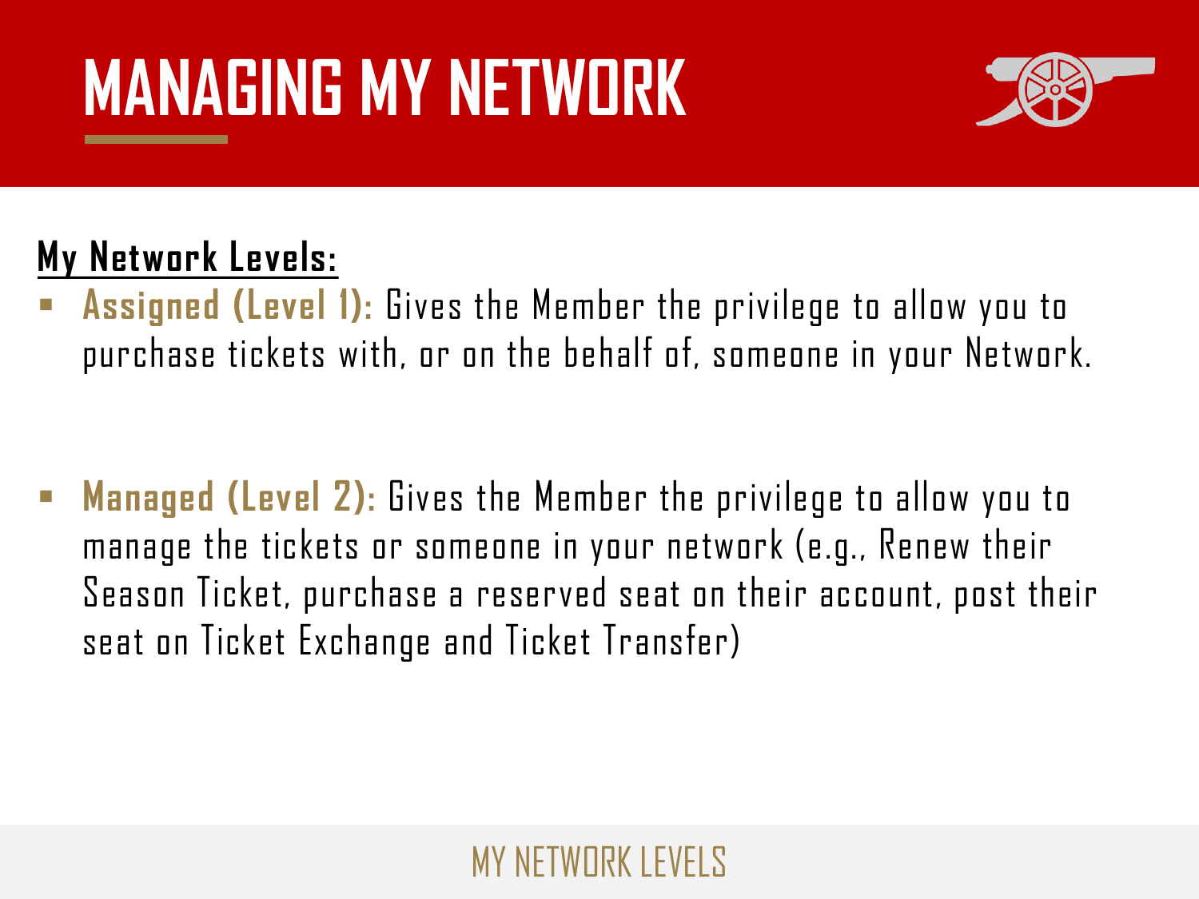# MANAGING MY NETWORK

**My Network Levels:**

- **Assigned (Level 1):** Gives the Member the privilege to allow you to purchase tickets with, or on the behalf of, someone in your Network.

- **Managed (Level 2):** Gives the Member the privilege to allow you to manage the tickets or someone in your network (e.g., Renew their Season Ticket, purchase a reserved seat on their account, post their seat on Ticket Exchange and Ticket Transfer)

MY NETWORK LEVELS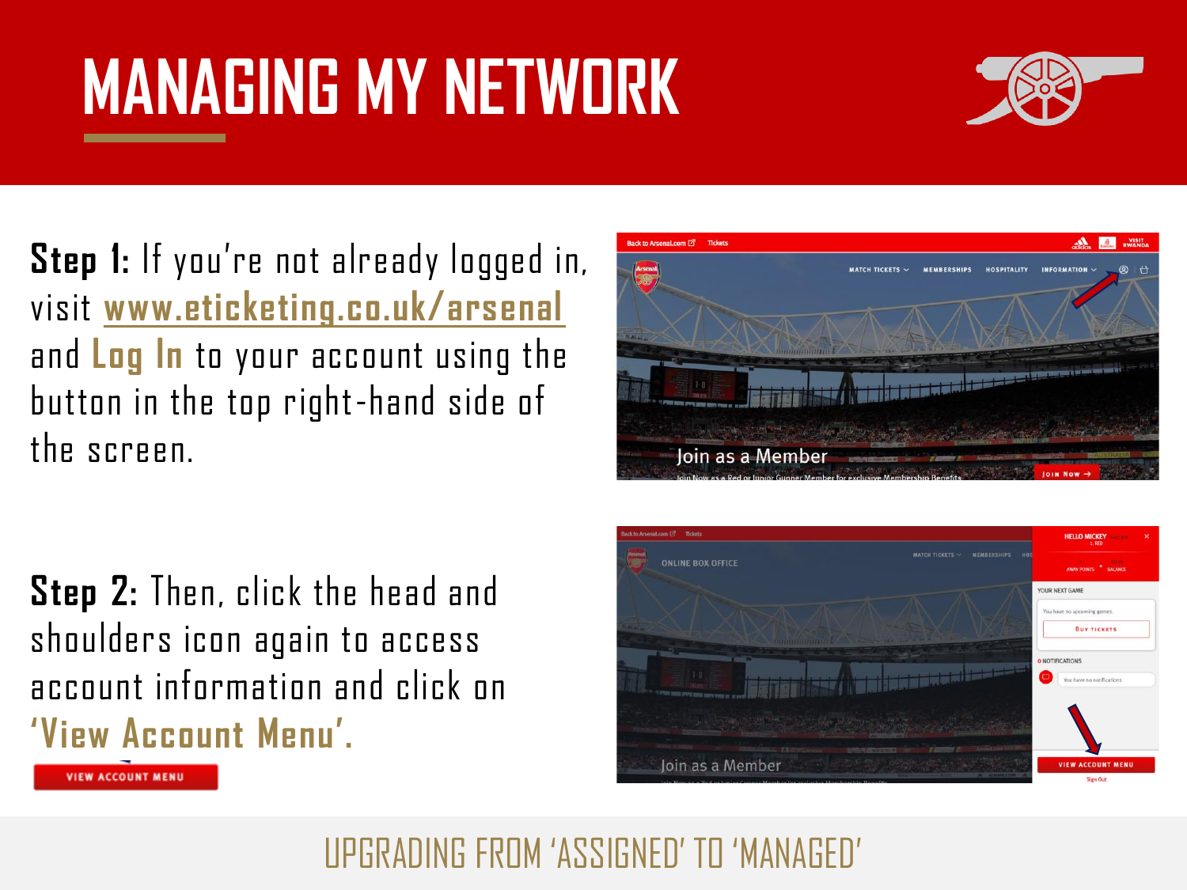# MANAGING MY NETWORK

**Step 1:** If you're not already logged in, visit **www.eticketing.co.uk/arsenal** and **Log In** to your account using the button in the top right-hand side of the screen.

**Step 2:** Then, click the head and shoulders icon again to access account information and click on **'View Account Menu'**.

VIEW ACCOUNT MENU

UPGRADING FROM 'ASSIGNED' TO 'MANAGED'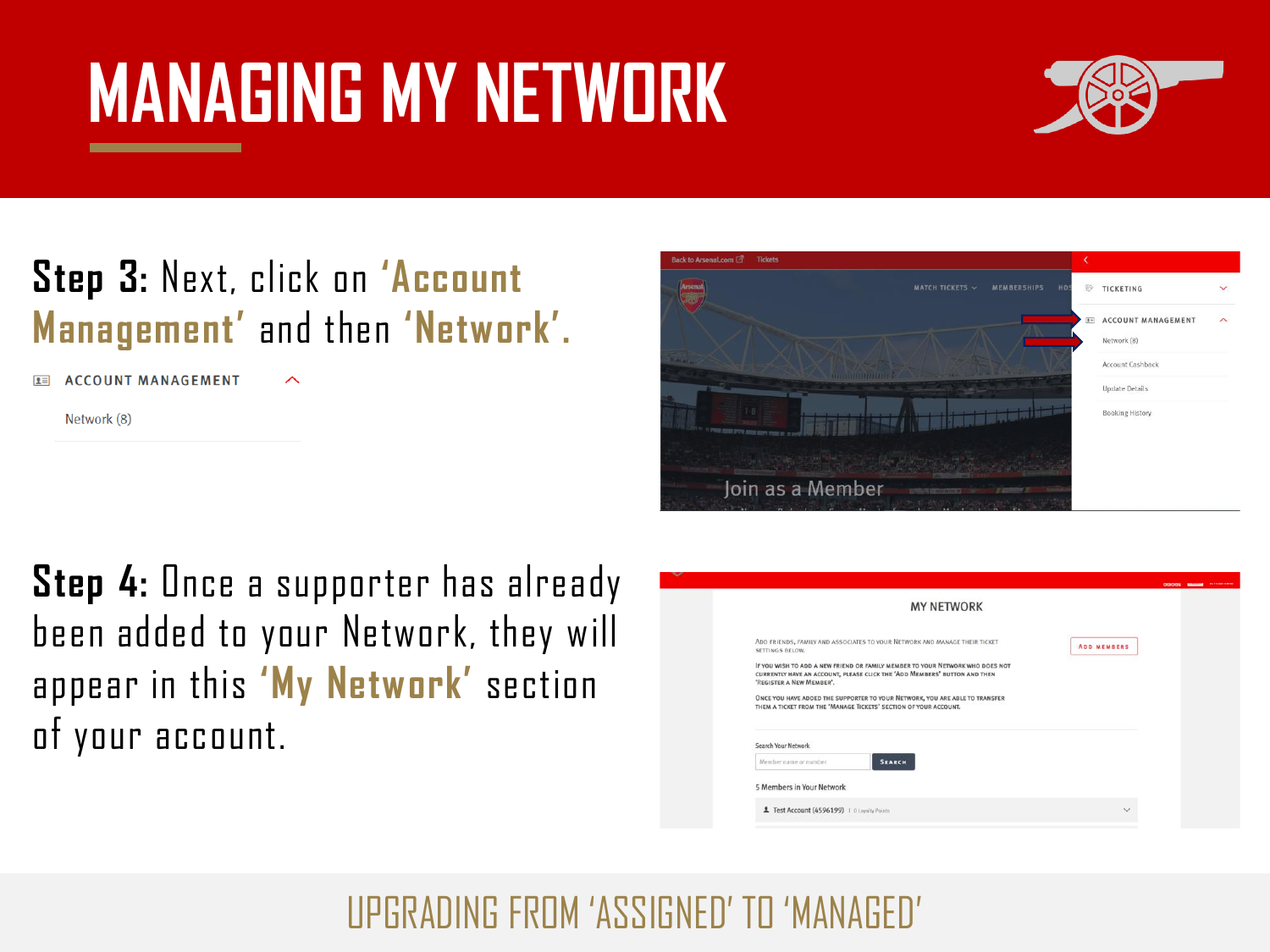# MANAGING MY NETWORK

**Step 3:** Next, click on **'Account Management'** and then **'Network'**.

ACCOUNT MANAGEMENT

Network (8)

**Step 4:** Once a supporter has already been added to your Network, they will appear in this **'My Network'** section of your account.

UPGRADING FROM 'ASSIGNED' TO 'MANAGED'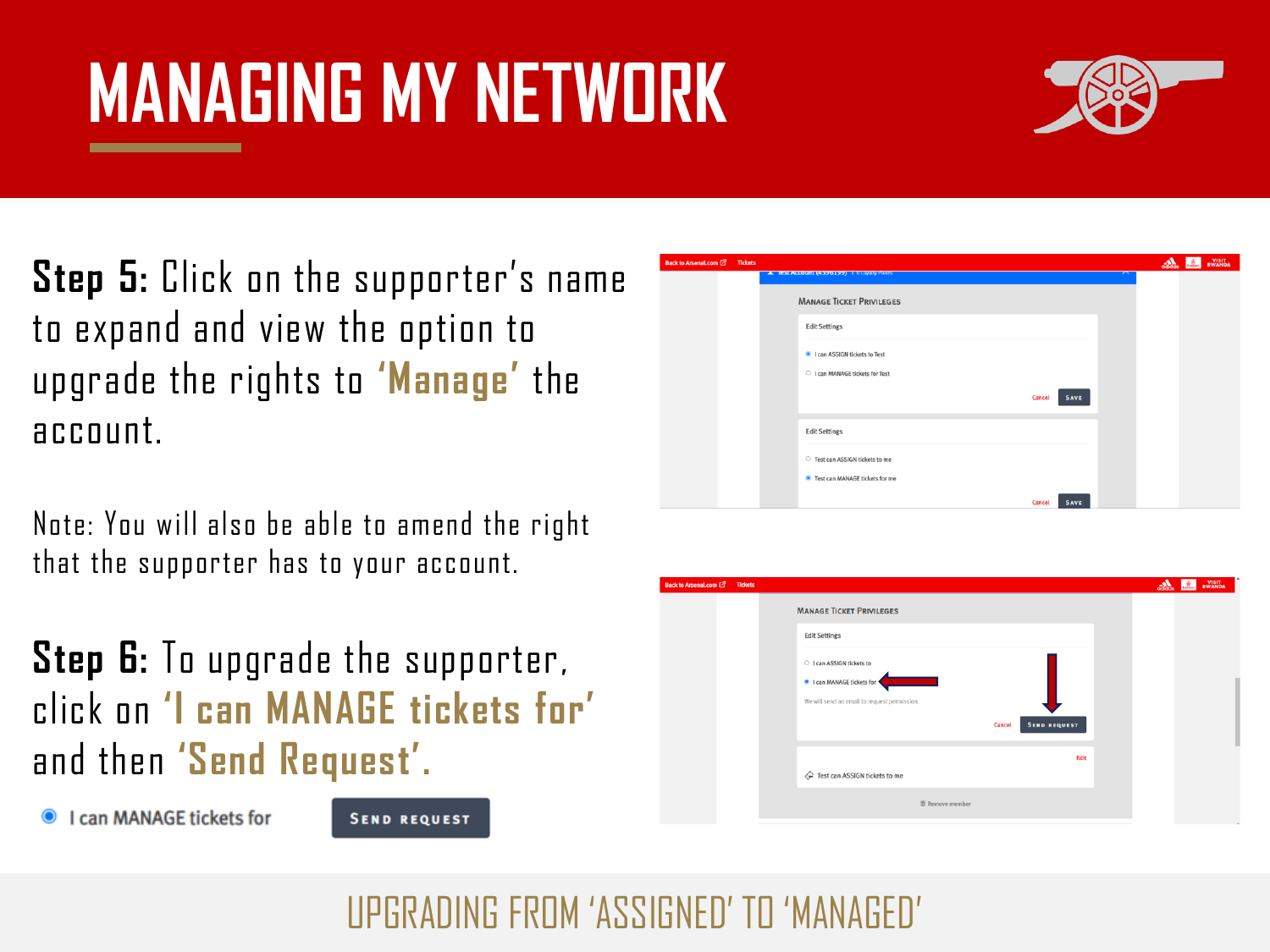# MANAGING MY NETWORK

**Step 5:** Click on the supporter's name to expand and view the option to upgrade the rights to **'Manage'** the account.

Note: You will also be able to amend the right that the supporter has to your account.

**Step 6:** To upgrade the supporter, click on **'I can MANAGE tickets for'** and then **'Send Request'.**

I can MANAGE tickets for    SEND REQUEST

## UPGRADING FROM 'ASSIGNED' TO 'MANAGED'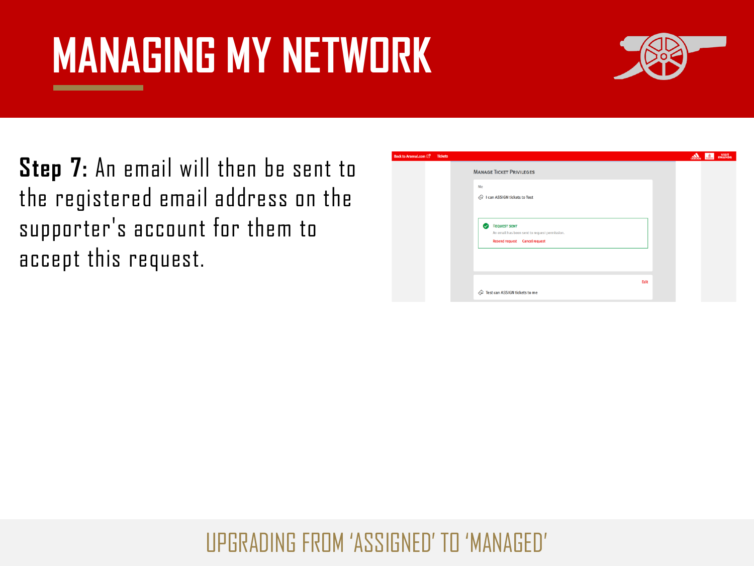# MANAGING MY NETWORK

**Step 7:** An email will then be sent to the registered email address on the supporter's account for them to accept this request.

UPGRADING FROM 'ASSIGNED' TO 'MANAGED'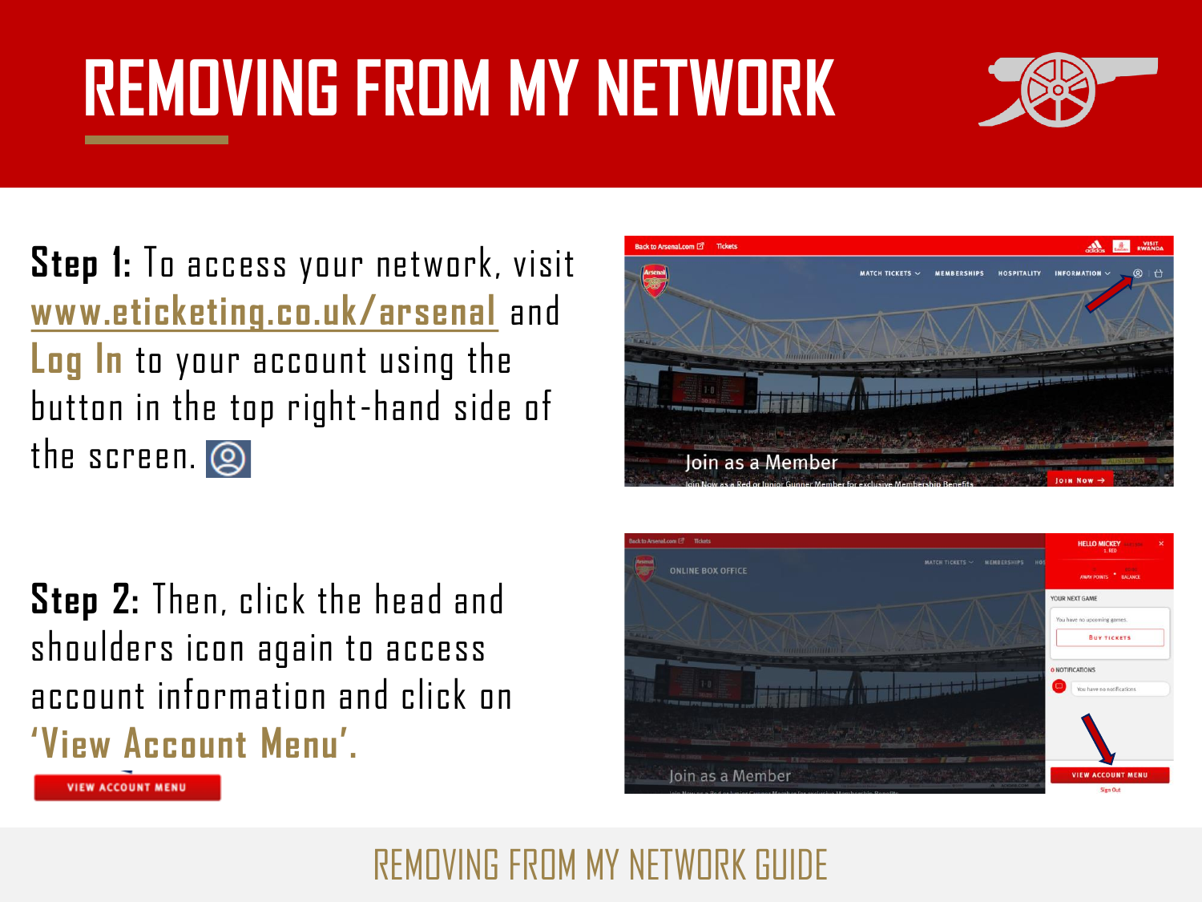# REMOVING FROM MY NETWORK

**Step 1:** To access your network, visit www.eticketing.co.uk/arsenal and **Log In** to your account using the button in the top right-hand side of the screen.

**Step 2:** Then, click the head and shoulders icon again to access account information and click on **'View Account Menu'**.

VIEW ACCOUNT MENU

REMOVING FROM MY NETWORK GUIDE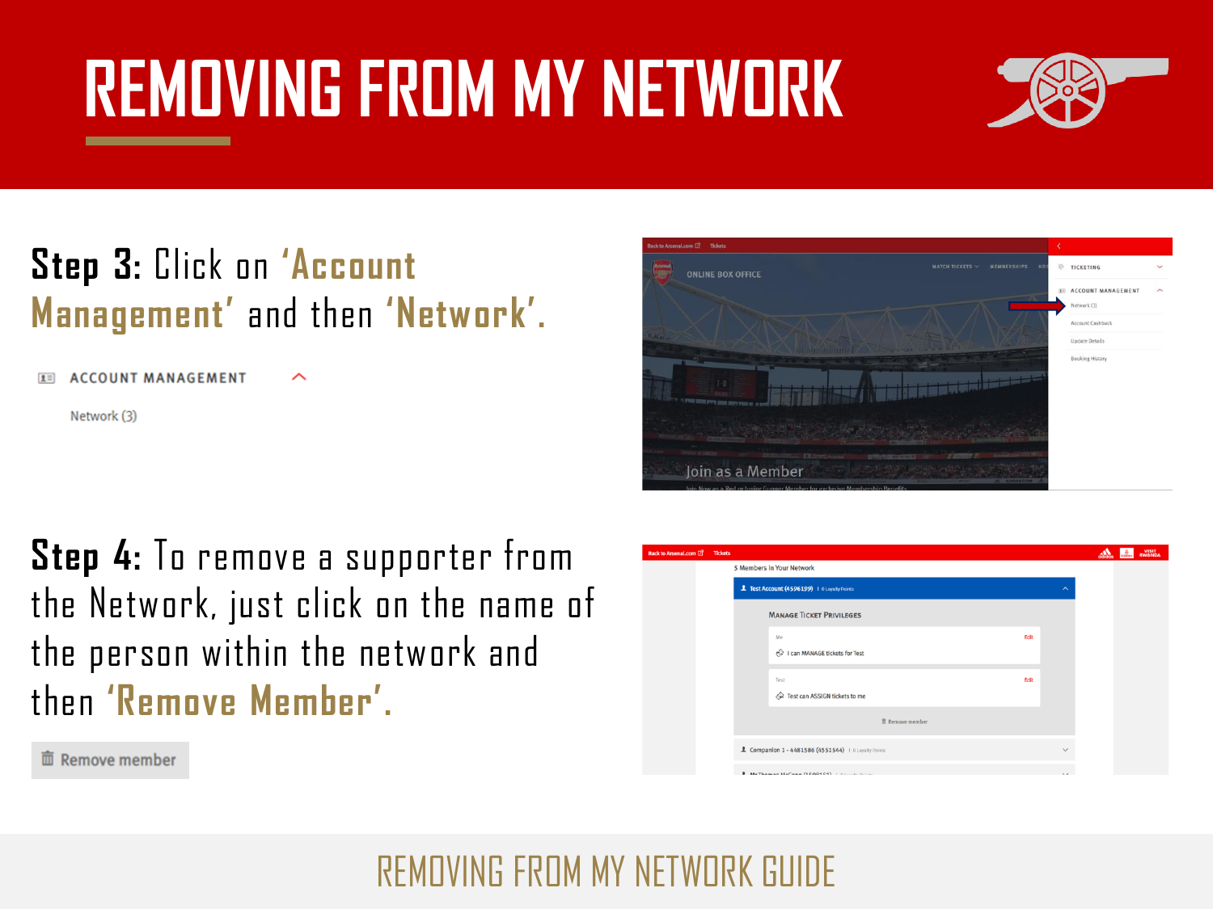# REMOVING FROM MY NETWORK

**Step 3:** Click on **'Account Management'** and then **'Network'**.

ACCOUNT MANAGEMENT

Network (3)

**Step 4:** To remove a supporter from the Network, just click on the name of the person within the network and then **'Remove Member'**.

Remove member

REMOVING FROM MY NETWORK GUIDE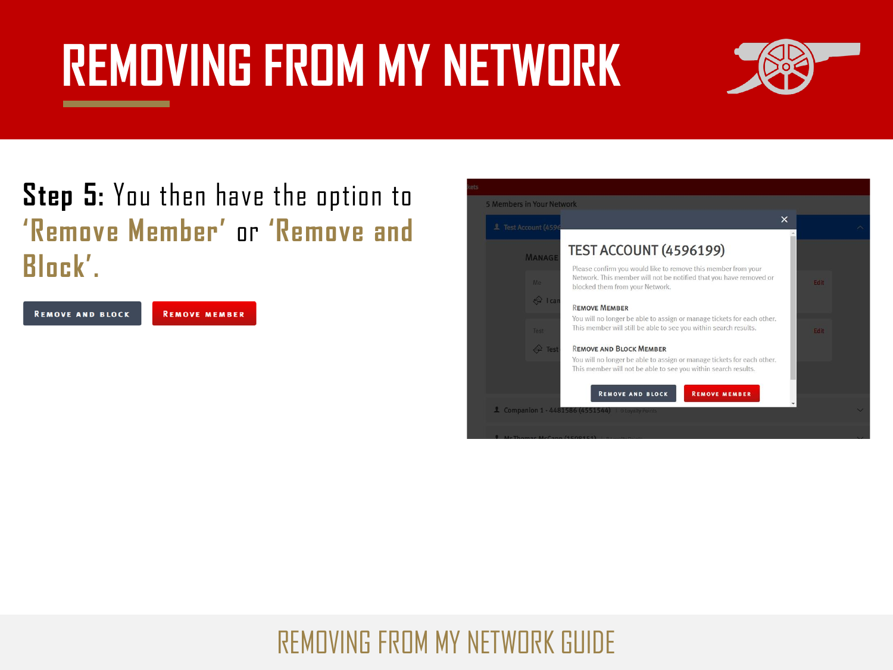# REMOVING FROM MY NETWORK

**Step 5:** You then have the option to 'Remove Member' or 'Remove and Block'.

REMOVE AND BLOCK | REMOVE MEMBER

kets

5 Members in Your Network

Test Account (4596

MANAGE

Me

I can

Edit

Test

Test

Edit

TEST ACCOUNT (4596199)

Please confirm you would like to remove this member from your Network. This member will not be notified that you have removed or blocked them from your Network.

REMOVE MEMBER

You will no longer be able to assign or manage tickets for each other. This member will still be able to see you within search results.

REMOVE AND BLOCK MEMBER

You will no longer be able to assign or manage tickets for each other. This member will not be able to see you within search results.

REMOVE AND BLOCK | REMOVE MEMBER

Companion 1 - 4481586 (4551544) | 0 Loyalty Points

REMOVING FROM MY NETWORK GUIDE